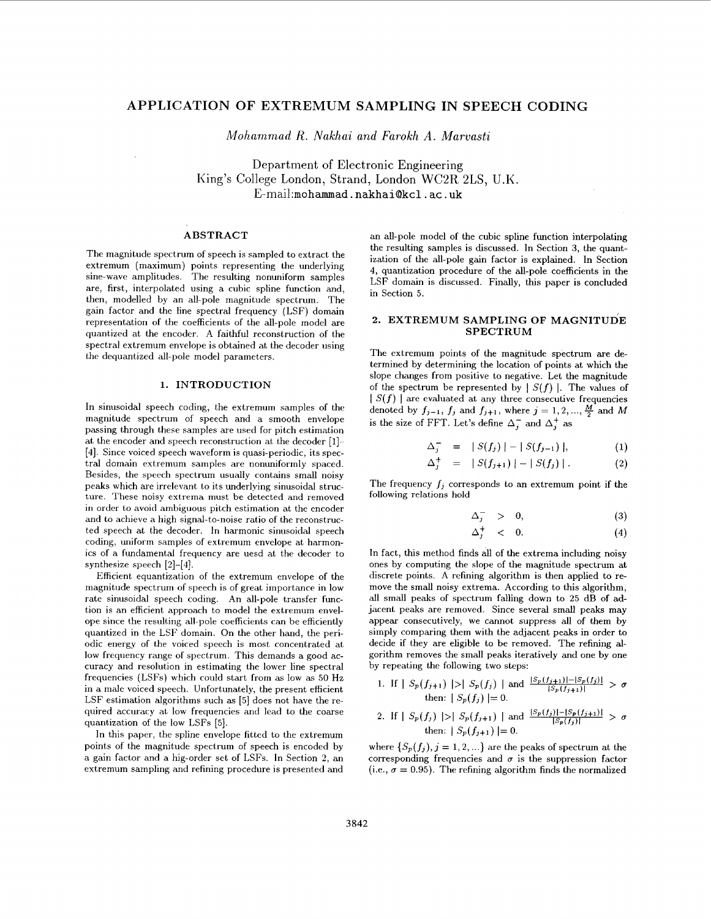# APPLICATION OF EXTREMUM SAMPLING IN SPEECH CODING

*Mohammad R. Nakhai and Farokh A. Marvasti*

Department of Electronic Engineering
King's College London, Strand, London WC2R 2LS, U.K.
E-mail: mohammad.nakhai@kcl.ac.uk

## ABSTRACT

The magnitude spectrum of speech is sampled to extract the extremum (maximum) points representing the underlying sine-wave amplitudes. The resulting nonuniform samples are, first, interpolated using a cubic spline function and, then, modelled by an all-pole magnitude spectrum. The gain factor and the line spectral frequency (LSF) domain representation of the coefficients of the all-pole model are quantized at the encoder. A faithful reconstruction of the spectral extremum envelope is obtained at the decoder using the dequantized all-pole model parameters.

## 1. INTRODUCTION

In sinusoidal speech coding, the extremum samples of the magnitude spectrum of speech and a smooth envelope passing through these samples are used for pitch estimation at the encoder and speech reconstruction at the decoder [1]–[4]. Since voiced speech waveform is quasi-periodic, its spectral domain extremum samples are nonuniformly spaced. Besides, the speech spectrum usually contains small noisy peaks which are irrelevant to its underlying sinusoidal structure. These noisy extrema must be detected and removed in order to avoid ambiguous pitch estimation at the encoder and to achieve a high signal-to-noise ratio of the reconstructed speech at the decoder. In harmonic sinusoidal speech coding, uniform samples of extremum envelope at harmonics of a fundamental frequency are uesd at the decoder to synthesize speech [2]–[4].

Efficient equantization of the extremum envelope of the magnitude spectrum of speech is of great importance in low rate sinusoidal speech coding. An all-pole transfer function is an efficient approach to model the extremum envelope since the resulting all-pole coefficients can be efficiently quantized in the LSF domain. On the other hand, the periodic energy of the voiced speech is most concentrated at low frequency range of spectrum. This demands a good accuracy and resolution in estimating the lower line spectral frequencies (LSFs) which could start from as low as 50 Hz in a male voiced speech. Unfortunately, the present efficient LSF estimation algorithms such as [5] does not have the required accuracy at low frequencies and lead to the coarse quantization of the low LSFs [5].

In this paper, the spline envelope fitted to the extremum points of the magnitude spectrum of speech is encoded by a gain factor and a hig-order set of LSFs. In Section 2, an extremum sampling and refining procedure is presented and an all-pole model of the cubic spline function interpolating the resulting samples is discussed. In Section 3, the quantization of the all-pole gain factor is explained. In Section 4, quantization procedure of the all-pole coefficients in the LSF domain is discussed. Finally, this paper is concluded in Section 5.

## 2. EXTREMUM SAMPLING OF MAGNITUDE SPECTRUM

The extremum points of the magnitude spectrum are determined by determining the location of points at which the slope changes from positive to negative. Let the magnitude of the spectrum be represented by $\mid S(f) \mid$. The values of $\mid S(f) \mid$ are evaluated at any three consecutive frequencies denoted by $f_{j-1}$, $f_j$ and $f_{j+1}$, where $j = 1, 2, ..., \frac{M}{2}$ and $M$ is the size of FFT. Let's define $\Delta_j^-$ and $\Delta_j^+$ as

$$\Delta_j^- = \mid S(f_j) \mid - \mid S(f_{j-1}) \mid, \quad (1)$$

$$\Delta_j^+ = \mid S(f_{j+1}) \mid - \mid S(f_j) \mid. \quad (2)$$

The frequency $f_j$ corresponds to an extremum point if the following relations hold

$$\Delta_j^- > 0, \quad (3)$$

$$\Delta_j^+ < 0. \quad (4)$$

In fact, this method finds all of the extrema including noisy ones by computing the slope of the magnitude spectrum at discrete points. A refining algorithm is then applied to remove the small noisy extrema. According to this algorithm, all small peaks of spectrum falling down to 25 dB of adjacent peaks are removed. Since several small peaks may appear consecutively, we cannot suppress all of them by simply comparing them with the adjacent peaks in order to decide if they are eligible to be removed. The refining algorithm removes the small peaks iteratively and one by one by repeating the following two steps:

1. If $\mid S_p(f_{j+1}) \mid > \mid S_p(f_j) \mid$ and $\frac{|S_p(f_{j+1})| - |S_p(f_j)|}{|S_p(f_{j+1})|} > \sigma$ then: $\mid S_p(f_j) \mid = 0$.
2. If $\mid S_p(f_j) \mid > \mid S_p(f_{j+1}) \mid$ and $\frac{|S_p(f_j)| - |S_p(f_{j+1})|}{|S_p(f_j)|} > \sigma$ then: $\mid S_p(f_{j+1}) \mid = 0$.

where $\{S_p(f_j), j = 1, 2, ...\}$ are the peaks of spectrum at the corresponding frequencies and $\sigma$ is the suppression factor (i.e., $\sigma = 0.95$). The refining algorithm finds the normalized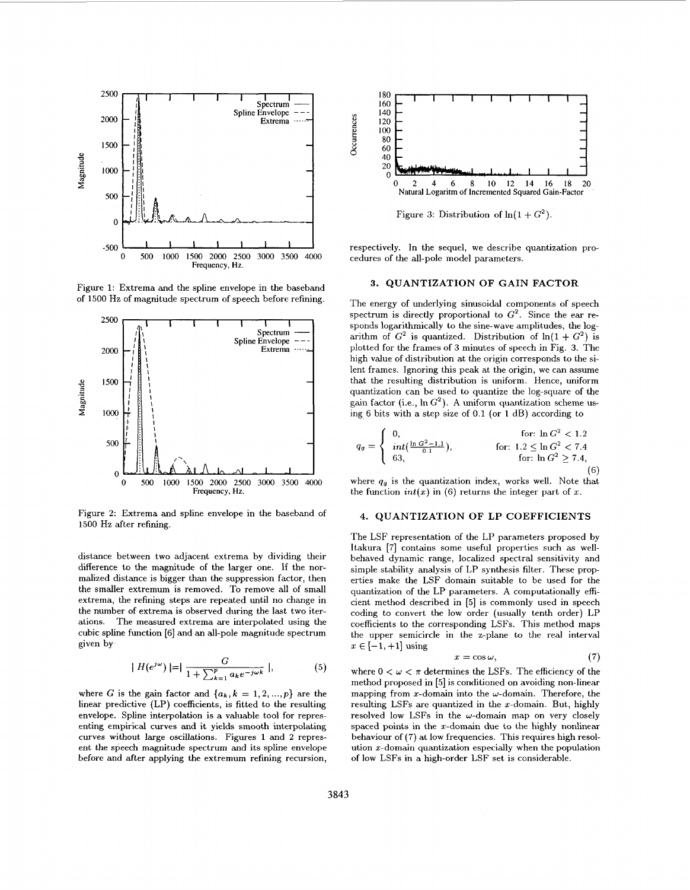Figure 1: Extrema and the spline envelope in the baseband of 1500 Hz of magnitude spectrum of speech before refining.

Figure 2: Extrema and spline envelope in the baseband of 1500 Hz after refining.

distance between two adjacent extrema by dividing their difference to the magnitude of the larger one. If the normalized distance is bigger than the suppression factor, then the smaller extremum is removed. To remove all of small extrema, the refining steps are repeated until no change in the number of extrema is observed during the last two iterations. The measured extrema are interpolated using the cubic spline function [6] and an all-pole magnitude spectrum given by

$$|H(e^{j\omega})| = \left| \frac{G}{1 + \sum_{k=1}^{p} a_k e^{-j\omega k}} \right|, \tag{5}$$

where $G$ is the gain factor and $\{a_k, k = 1, 2, ..., p\}$ are the linear predictive (LP) coefficients, is fitted to the resulting envelope. Spline interpolation is a valuable tool for representing empirical curves and it yields smooth interpolating curves without large oscillations. Figures 1 and 2 represent the speech magnitude spectrum and its spline envelope before and after applying the extremum refining recursion, respectively. In the sequel, we describe quantization procedures of the all-pole model parameters.

Figure 3: Distribution of $\ln(1 + G^2)$.

## 3. QUANTIZATION OF GAIN FACTOR

The energy of underlying sinusoidal components of speech spectrum is directly proportional to $G^2$. Since the ear responds logarithmically to the sine-wave amplitudes, the logarithm of $G^2$ is quantized. Distribution of $\ln(1 + G^2)$ is plotted for the frames of 3 minutes of speech in Fig. 3. The high value of distribution at the origin corresponds to the silent frames. Ignoring this peak at the origin, we can assume that the resulting distribution is uniform. Hence, uniform quantization can be used to quantize the log-square of the gain factor (i.e., $\ln G^2$). A uniform quantization scheme using 6 bits with a step size of 0.1 (or 1 dB) according to

$$q_g = \begin{cases} 0, & \text{for: } \ln G^2 < 1.2 \\ int(\frac{\ln G^2 - 1.1}{0.1}), & \text{for: } 1.2 \leq \ln G^2 < 7.4 \\ 63, & \text{for: } \ln G^2 \geq 7.4, \end{cases} \tag{6}$$

where $q_g$ is the quantization index, works well. Note that the function $int(x)$ in (6) returns the integer part of $x$.

## 4. QUANTIZATION OF LP COEFFICIENTS

The LSF representation of the LP parameters proposed by Itakura [7] contains some useful properties such as well-behaved dynamic range, localized spectral sensitivity and simple stability analysis of LP synthesis filter. These properties make the LSF domain suitable to be used for the quantization of the LP parameters. A computationally efficient method described in [5] is commonly used in speech coding to convert the low order (usually tenth order) LP coefficients to the corresponding LSFs. This method maps the upper semicircle in the z-plane to the real interval $x \in [-1, +1]$ using

$$x = \cos \omega, \tag{7}$$

where $0 < \omega < \pi$ determines the LSFs. The efficiency of the method proposed in [5] is conditioned on avoiding non-linear mapping from $x$-domain into the $\omega$-domain. Therefore, the resulting LSFs are quantized in the $x$-domain. But, highly resolved low LSFs in the $\omega$-domain map on very closely spaced points in the $x$-domain due to the highly nonlinear behaviour of (7) at low frequencies. This requires high resolution $x$-domain quantization especially when the population of low LSFs in a high-order LSF set is considerable.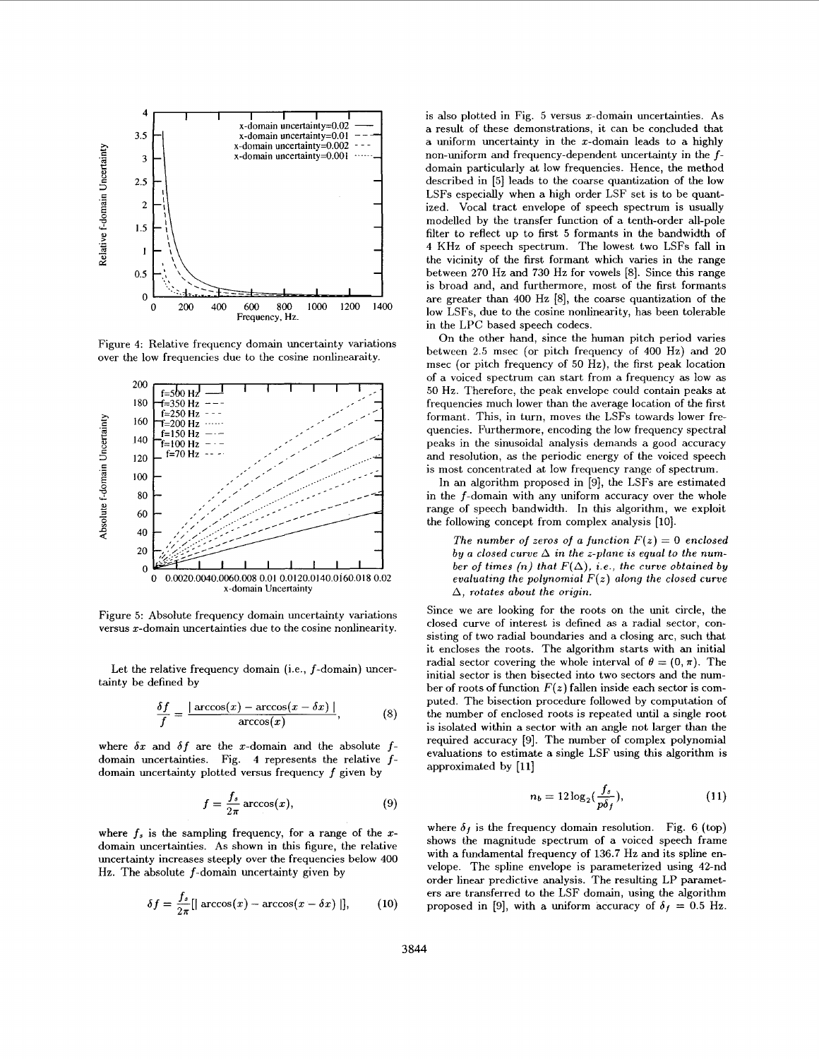Figure 4: Relative frequency domain uncertainty variations over the low frequencies due to the cosine nonlinearaity.

Figure 5: Absolute frequency domain uncertainty variations versus $x$-domain uncertainties due to the cosine nonlinearity.

Let the relative frequency domain (i.e., $f$-domain) uncertainty be defined by

$$\frac{\delta f}{f} = \frac{|\arccos(x) - \arccos(x - \delta x)|}{\arccos(x)}, \tag{8}$$

where $\delta x$ and $\delta f$ are the $x$-domain and the absolute $f$-domain uncertainties. Fig. 4 represents the relative $f$-domain uncertainty plotted versus frequency $f$ given by

$$f = \frac{f_s}{2\pi} \arccos(x), \tag{9}$$

where $f_s$ is the sampling frequency, for a range of the $x$-domain uncertainties. As shown in this figure, the relative uncertainty increases steeply over the frequencies below 400 Hz. The absolute $f$-domain uncertainty given by

$$\delta f = \frac{f_s}{2\pi}[|\arccos(x) - \arccos(x - \delta x)|], \tag{10}$$

is also plotted in Fig. 5 versus $x$-domain uncertainties. As a result of these demonstrations, it can be concluded that a uniform uncertainty in the $x$-domain leads to a highly non-uniform and frequency-dependent uncertainty in the $f$-domain particularly at low frequencies. Hence, the method described in [5] leads to the coarse quantization of the low LSFs especially when a high order LSF set is to be quantized. Vocal tract envelope of speech spectrum is usually modelled by the transfer function of a tenth-order all-pole filter to reflect up to first 5 formants in the bandwidth of 4 KHz of speech spectrum. The lowest two LSFs fall in the vicinity of the first formant which varies in the range between 270 Hz and 730 Hz for vowels [8]. Since this range is broad and, and furthermore, most of the first formants are greater than 400 Hz [8], the coarse quantization of the low LSFs, due to the cosine nonlinearity, has been tolerable in the LPC based speech codecs.

On the other hand, since the human pitch period varies between 2.5 msec (or pitch frequency of 400 Hz) and 20 msec (or pitch frequency of 50 Hz), the first peak location of a voiced spectrum can start from a frequency as low as 50 Hz. Therefore, the peak envelope could contain peaks at frequencies much lower than the average location of the first formant. This, in turn, moves the LSFs towards lower frequencies. Furthermore, encoding the low frequency spectral peaks in the sinusoidal analysis demands a good accuracy and resolution, as the periodic energy of the voiced speech is most concentrated at low frequency range of spectrum.

In an algorithm proposed in [9], the LSFs are estimated in the $f$-domain with any uniform accuracy over the whole range of speech bandwidth. In this algorithm, we exploit the following concept from complex analysis [10].

> *The number of zeros of a function $F(z) = 0$ enclosed by a closed curve $\Delta$ in the z-plane is equal to the number of times ($n$) that $F(\Delta)$, i.e., the curve obtained by evaluating the polynomial $F(z)$ along the closed curve $\Delta$, rotates about the origin.*

Since we are looking for the roots on the unit circle, the closed curve of interest is defined as a radial sector, consisting of two radial boundaries and a closing arc, such that it encloses the roots. The algorithm starts with an initial radial sector covering the whole interval of $\theta = (0, \pi)$. The initial sector is then bisected into two sectors and the number of roots of function $F(z)$ fallen inside each sector is computed. The bisection procedure followed by computation of the number of enclosed roots is repeated until a single root is isolated within a sector with an angle not larger than the required accuracy [9]. The number of complex polynomial evaluations to estimate a single LSF using this algorithm is approximated by [11]

$$n_b = 12 \log_2(\frac{f_s}{p\delta_f}), \tag{11}$$

where $\delta_f$ is the frequency domain resolution. Fig. 6 (top) shows the magnitude spectrum of a voiced speech frame with a fundamental frequency of 136.7 Hz and its spline envelope. The spline envelope is parameterized using 42-nd order linear predictive analysis. The resulting LP parameters are transferred to the LSF domain, using the algorithm proposed in [9], with a uniform accuracy of $\delta_f = 0.5$ Hz.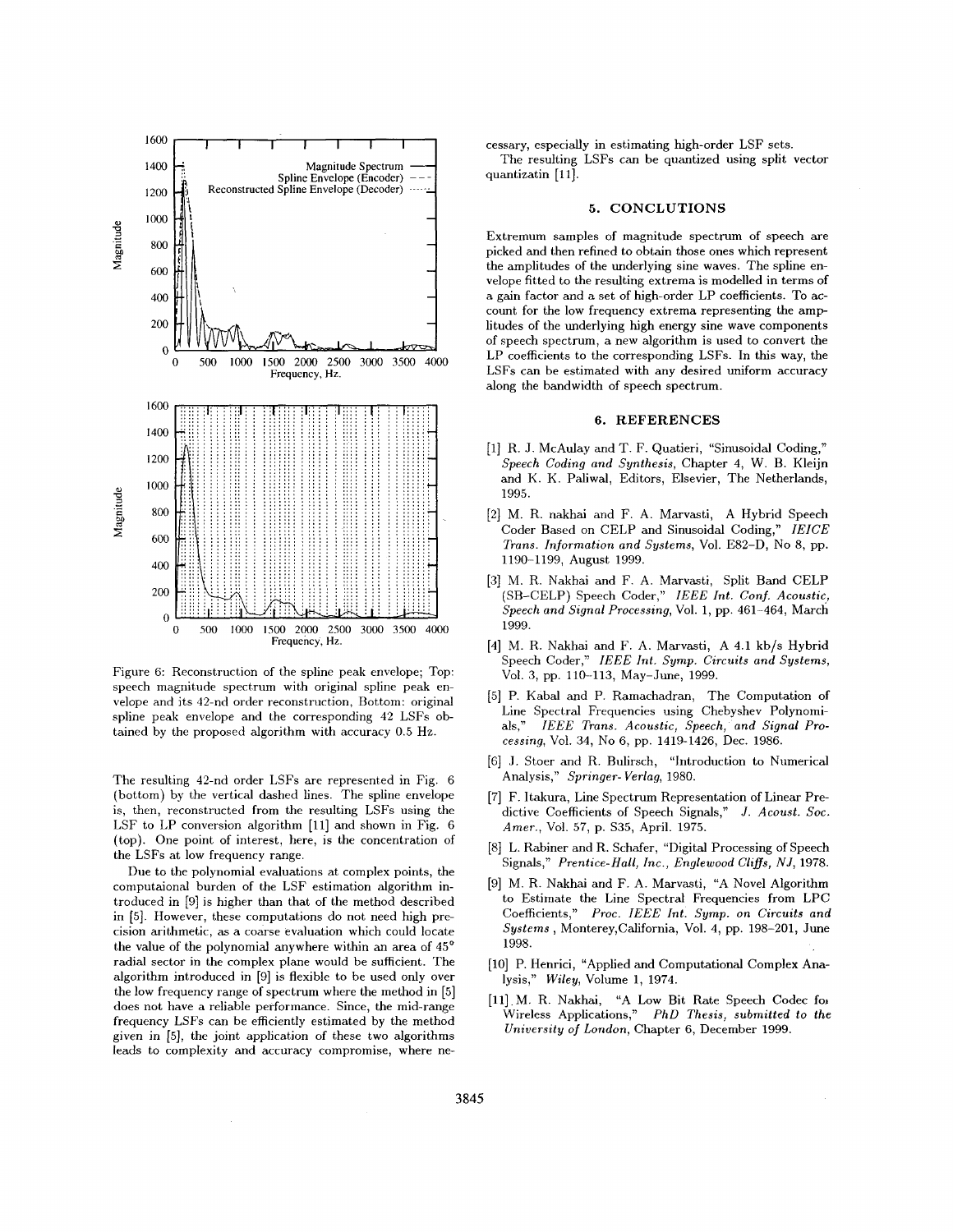1600
1400
1200
1000
800
600
400
200
0

Magnitude

Magnitude Spectrum
Spline Envelope (Encoder)
Reconstructed Spline Envelope (Decoder)

0 500 1000 1500 2000 2500 3000 3500 4000
Frequency, Hz.

1600
1400
1200
1000
800
600
400
200
0

Magnitude

0 500 1000 1500 2000 2500 3000 3500 4000
Frequency, Hz.

Figure 6: Reconstruction of the spline peak envelope; Top: speech magnitude spectrum with original spline peak envelope and its 42-nd order reconstruction, Bottom: original spline peak envelope and the corresponding 42 LSFs obtained by the proposed algorithm with accuracy 0.5 Hz.

The resulting 42-nd order LSFs are represented in Fig. 6 (bottom) by the vertical dashed lines. The spline envelope is, then, reconstructed from the resulting LSFs using the LSF to LP conversion algorithm [11] and shown in Fig. 6 (top). One point of interest, here, is the concentration of the LSFs at low frequency range.

Due to the polynomial evaluations at complex points, the computaional burden of the LSF estimation algorithm introduced in [9] is higher than that of the method described in [5]. However, these computations do not need high precision arithmetic, as a coarse evaluation which could locate the value of the polynomial anywhere within an area of 45° radial sector in the complex plane would be sufficient. The algorithm introduced in [9] is flexible to be used only over the low frequency range of spectrum where the method in [5] does not have a reliable performance. Since, the mid-range frequency LSFs can be efficiently estimated by the method given in [5], the joint application of these two algorithms leads to complexity and accuracy compromise, where necessary, especially in estimating high-order LSF sets.

The resulting LSFs can be quantized using split vector quantizatin [11].

## 5. CONCLUTIONS

Extremum samples of magnitude spectrum of speech are picked and then refined to obtain those ones which represent the amplitudes of the underlying sine waves. The spline envelope fitted to the resulting extrema is modelled in terms of a gain factor and a set of high-order LP coefficients. To account for the low frequency extrema representing the amplitudes of the underlying high energy sine wave components of speech spectrum, a new algorithm is used to convert the LP coefficients to the corresponding LSFs. In this way, the LSFs can be estimated with any desired uniform accuracy along the bandwidth of speech spectrum.

## 6. REFERENCES

[1] R. J. McAulay and T. F. Quatieri, "Sinusoidal Coding," *Speech Coding and Synthesis*, Chapter 4, W. B. Kleijn and K. K. Paliwal, Editors, Elsevier, The Netherlands, 1995.

[2] M. R. nakhai and F. A. Marvasti, A Hybrid Speech Coder Based on CELP and Sinusoidal Coding," *IEICE Trans. Information and Systems*, Vol. E82-D, No 8, pp. 1190-1199, August 1999.

[3] M. R. Nakhai and F. A. Marvasti, Split Band CELP (SB-CELP) Speech Coder," *IEEE Int. Conf. Acoustic, Speech and Signal Processing*, Vol. 1, pp. 461-464, March 1999.

[4] M. R. Nakhai and F. A. Marvasti, A 4.1 kb/s Hybrid Speech Coder," *IEEE Int. Symp. Circuits and Systems*, Vol. 3, pp. 110-113, May-June, 1999.

[5] P. Kabal and P. Ramachadran, The Computation of Line Spectral Frequencies using Chebyshev Polynomials," *IEEE Trans. Acoustic, Speech, and Signal Processing*, Vol. 34, No 6, pp. 1419-1426, Dec. 1986.

[6] J. Stoer and R. Bulirsch, "Introduction to Numerical Analysis," *Springer-Verlag*, 1980.

[7] F. Itakura, Line Spectrum Representation of Linear Predictive Coefficients of Speech Signals," *J. Acoust. Soc. Amer.*, Vol. 57, p. S35, April. 1975.

[8] L. Rabiner and R. Schafer, "Digital Processing of Speech Signals," *Prentice-Hall, Inc., Englewood Cliffs, NJ*, 1978.

[9] M. R. Nakhai and F. A. Marvasti, "A Novel Algorithm to Estimate the Line Spectral Frequencies from LPC Coefficients," *Proc. IEEE Int. Symp. on Circuits and Systems*, Monterey,California, Vol. 4, pp. 198-201, June 1998.

[10] P. Henrici, "Applied and Computational Complex Analysis," *Wiley*, Volume 1, 1974.

[11] M. R. Nakhai, "A Low Bit Rate Speech Codec for Wireless Applications," *PhD Thesis, submitted to the University of London*, Chapter 6, December 1999.